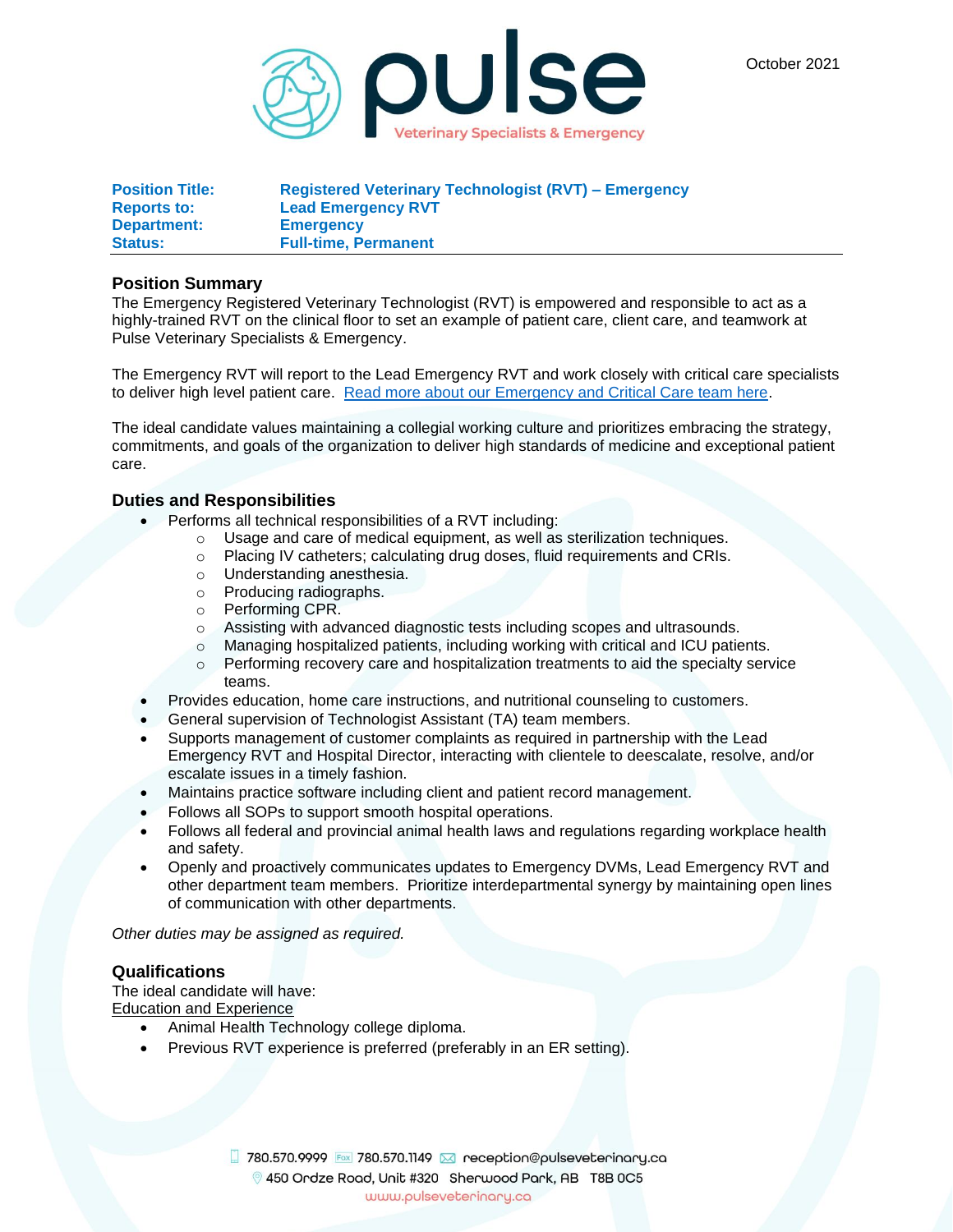October 2021

**pulse** Veterinary Specialists & Emergency

| | |
|---|---|
| **Position Title:** | **Registered Veterinary Technologist (RVT) – Emergency** |
| **Reports to:** | **Lead Emergency RVT** |
| **Department:** | **Emergency** |
| **Status:** | **Full-time, Permanent** |

## Position Summary

The Emergency Registered Veterinary Technologist (RVT) is empowered and responsible to act as a highly-trained RVT on the clinical floor to set an example of patient care, client care, and teamwork at Pulse Veterinary Specialists & Emergency.

The Emergency RVT will report to the Lead Emergency RVT and work closely with critical care specialists to deliver high level patient care. Read more about our Emergency and Critical Care team here.

The ideal candidate values maintaining a collegial working culture and prioritizes embracing the strategy, commitments, and goals of the organization to deliver high standards of medicine and exceptional patient care.

## Duties and Responsibilities

- Performs all technical responsibilities of a RVT including:
  - Usage and care of medical equipment, as well as sterilization techniques.
  - Placing IV catheters; calculating drug doses, fluid requirements and CRIs.
  - Understanding anesthesia.
  - Producing radiographs.
  - Performing CPR.
  - Assisting with advanced diagnostic tests including scopes and ultrasounds.
  - Managing hospitalized patients, including working with critical and ICU patients.
  - Performing recovery care and hospitalization treatments to aid the specialty service teams.
- Provides education, home care instructions, and nutritional counseling to customers.
- General supervision of Technologist Assistant (TA) team members.
- Supports management of customer complaints as required in partnership with the Lead Emergency RVT and Hospital Director, interacting with clientele to deescalate, resolve, and/or escalate issues in a timely fashion.
- Maintains practice software including client and patient record management.
- Follows all SOPs to support smooth hospital operations.
- Follows all federal and provincial animal health laws and regulations regarding workplace health and safety.
- Openly and proactively communicates updates to Emergency DVMs, Lead Emergency RVT and other department team members. Prioritize interdepartmental synergy by maintaining open lines of communication with other departments.

*Other duties may be assigned as required.*

## Qualifications

The ideal candidate will have:

<u>Education and Experience</u>

- Animal Health Technology college diploma.
- Previous RVT experience is preferred (preferably in an ER setting).

780.570.9999 Fax 780.570.1149 reception@pulseveterinary.ca
450 Ordze Road, Unit #320 Sherwood Park, AB T8B 0C5
www.pulseveterinary.ca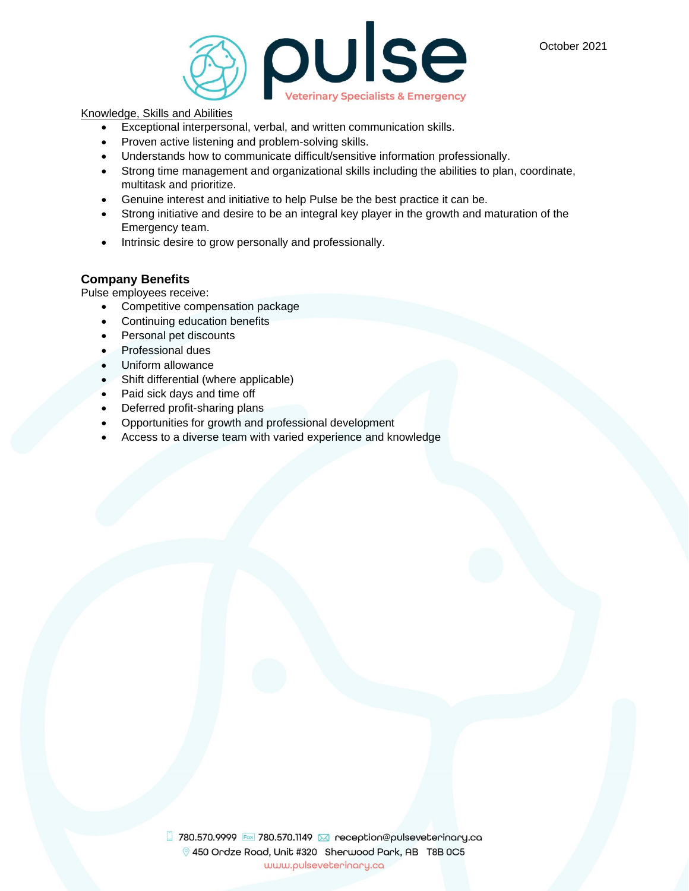Knowledge, Skills and Abilities

- Exceptional interpersonal, verbal, and written communication skills.
- Proven active listening and problem-solving skills.
- Understands how to communicate difficult/sensitive information professionally.
- Strong time management and organizational skills including the abilities to plan, coordinate, multitask and prioritize.
- Genuine interest and initiative to help Pulse be the best practice it can be.
- Strong initiative and desire to be an integral key player in the growth and maturation of the Emergency team.
- Intrinsic desire to grow personally and professionally.

## Company Benefits

Pulse employees receive:

- Competitive compensation package
- Continuing education benefits
- Personal pet discounts
- Professional dues
- Uniform allowance
- Shift differential (where applicable)
- Paid sick days and time off
- Deferred profit-sharing plans
- Opportunities for growth and professional development
- Access to a diverse team with varied experience and knowledge